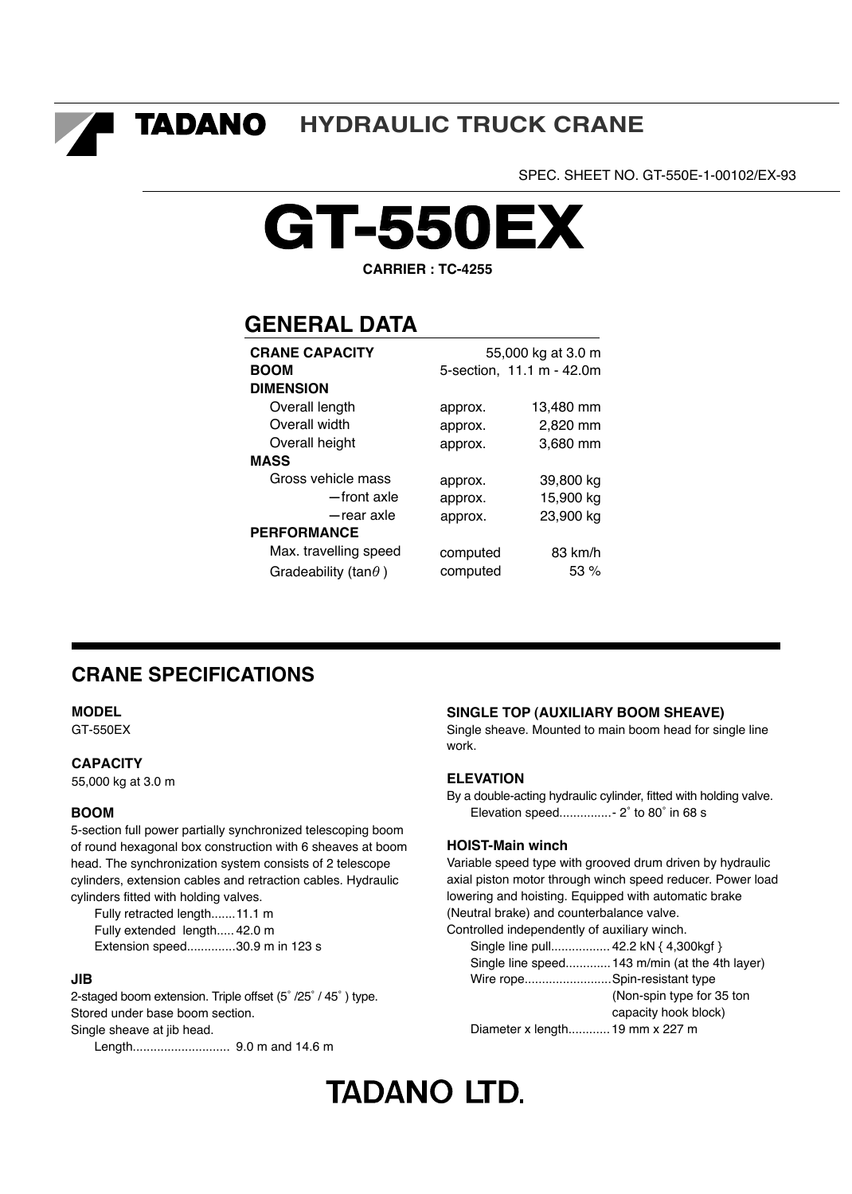# TADANO HYDRAULIC TRUCK CRANE

SPEC. SHEET NO. GT-550E-1-00102/EX-93

# GT-550EX

**CARRIER : TC-4255**

## GENERAL DATA

| | | |
|---|---|---|
| **CRANE CAPACITY** | | 55,000 kg at 3.0 m |
| **BOOM** | | 5-section, 11.1 m - 42.0m |
| **DIMENSION** | | |
| Overall length | approx. | 13,480 mm |
| Overall width | approx. | 2,820 mm |
| Overall height | approx. | 3,680 mm |
| **MASS** | | |
| Gross vehicle mass | approx. | 39,800 kg |
| —front axle | approx. | 15,900 kg |
| —rear axle | approx. | 23,900 kg |
| **PERFORMANCE** | | |
| Max. travelling speed | computed | 83 km/h |
| Gradeability (tan$\theta$) | computed | 53 % |

## CRANE SPECIFICATIONS

#### MODEL

GT-550EX

#### CAPACITY

55,000 kg at 3.0 m

#### BOOM

5-section full power partially synchronized telescoping boom of round hexagonal box construction with 6 sheaves at boom head. The synchronization system consists of 2 telescope cylinders, extension cables and retraction cables. Hydraulic cylinders fitted with holding valves.

Fully retracted length.......11.1 m
Fully extended length..... 42.0 m
Extension speed..............30.9 m in 123 s

#### JIB

2-staged boom extension. Triple offset (5˚/25˚/ 45˚) type. Stored under base boom section.
Single sheave at jib head.

Length............................ 9.0 m and 14.6 m

#### SINGLE TOP (AUXILIARY BOOM SHEAVE)

Single sheave. Mounted to main boom head for single line work.

#### ELEVATION

By a double-acting hydraulic cylinder, fitted with holding valve.

Elevation speed...............- 2˚ to 80˚ in 68 s

#### HOIST-Main winch

Variable speed type with grooved drum driven by hydraulic axial piston motor through winch speed reducer. Power load lowering and hoisting. Equipped with automatic brake (Neutral brake) and counterbalance valve.
Controlled independently of auxiliary winch.

Single line pull................. 42.2 kN { 4,300kgf }
Single line speed............. 143 m/min (at the 4th layer)
Wire rope.........................Spin-resistant type (Non-spin type for 35 ton capacity hook block)
Diameter x length............ 19 mm x 227 m

TADANO LTD.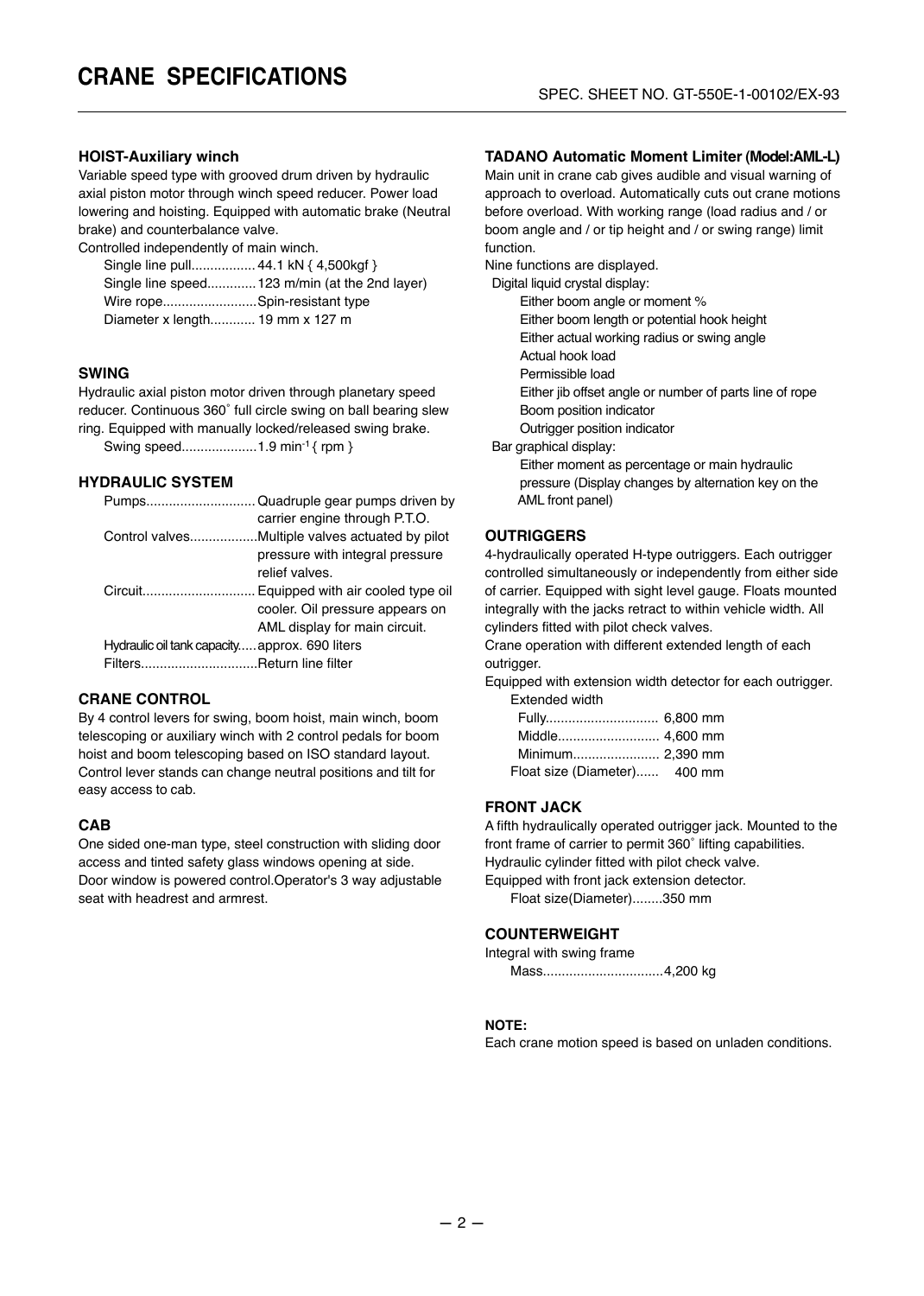# CRANE SPECIFICATIONS

SPEC. SHEET NO. GT-550E-1-00102/EX-93

### HOIST-Auxiliary winch

Variable speed type with grooved drum driven by hydraulic axial piston motor through winch speed reducer. Power load lowering and hoisting. Equipped with automatic brake (Neutral brake) and counterbalance valve.

Controlled independently of main winch.

Single line pull................. 44.1 kN { 4,500kgf }
Single line speed............. 123 m/min (at the 2nd layer)
Wire rope.........................Spin-resistant type
Diameter x length............ 19 mm x 127 m

### SWING

Hydraulic axial piston motor driven through planetary speed reducer. Continuous 360˚ full circle swing on ball bearing slew ring. Equipped with manually locked/released swing brake.

Swing speed....................1.9 min$^{-1}$ { rpm }

### HYDRAULIC SYSTEM

Pumps............................. Quadruple gear pumps driven by carrier engine through P.T.O.
Control valves..................Multiple valves actuated by pilot pressure with integral pressure relief valves.
Circuit.............................. Equipped with air cooled type oil cooler. Oil pressure appears on AML display for main circuit.
Hydraulic oil tank capacity..... approx. 690 liters
Filters...............................Return line filter

### CRANE CONTROL

By 4 control levers for swing, boom hoist, main winch, boom telescoping or auxiliary winch with 2 control pedals for boom hoist and boom telescoping based on ISO standard layout. Control lever stands can change neutral positions and tilt for easy access to cab.

### CAB

One sided one-man type, steel construction with sliding door access and tinted safety glass windows opening at side. Door window is powered control.Operator's 3 way adjustable seat with headrest and armrest.

### TADANO Automatic Moment Limiter (Model:AML-L)

Main unit in crane cab gives audible and visual warning of approach to overload. Automatically cuts out crane motions before overload. With working range (load radius and / or boom angle and / or tip height and / or swing range) limit function.

Nine functions are displayed.

Digital liquid crystal display:

- Either boom angle or moment %
- Either boom length or potential hook height
- Either actual working radius or swing angle
- Actual hook load
- Permissible load
- Either jib offset angle or number of parts line of rope
- Boom position indicator
- Outrigger position indicator

Bar graphical display:

- Either moment as percentage or main hydraulic pressure (Display changes by alternation key on the AML front panel)

### OUTRIGGERS

4-hydraulically operated H-type outriggers. Each outrigger controlled simultaneously or independently from either side of carrier. Equipped with sight level gauge. Floats mounted integrally with the jacks retract to within vehicle width. All cylinders fitted with pilot check valves.

Crane operation with different extended length of each outrigger.

Equipped with extension width detector for each outrigger.

Extended width

Fully.............................. 6,800 mm
Middle........................... 4,600 mm
Minimum....................... 2,390 mm
Float size (Diameter)...... 400 mm

### FRONT JACK

A fifth hydraulically operated outrigger jack. Mounted to the front frame of carrier to permit 360˚ lifting capabilities. Hydraulic cylinder fitted with pilot check valve.

Equipped with front jack extension detector.

Float size(Diameter)........350 mm

### COUNTERWEIGHT

Integral with swing frame

Mass................................4,200 kg

**NOTE:**

Each crane motion speed is based on unladen conditions.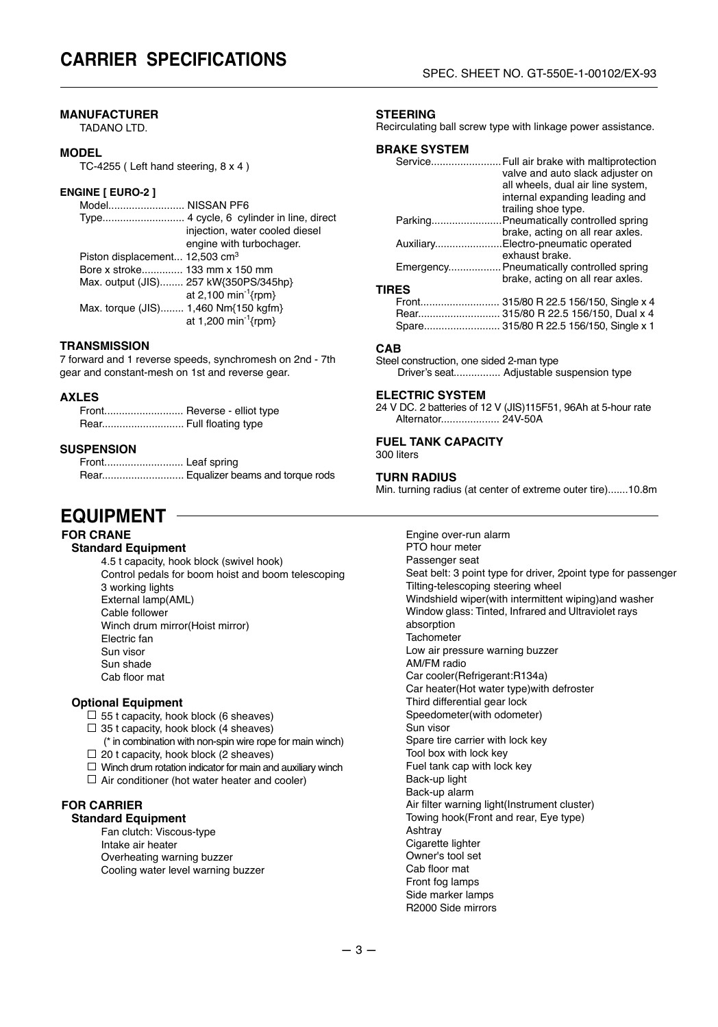// Dotted-leader spec lines kept as they appear; no tables used.
# CARRIER SPECIFICATIONS

SPEC. SHEET NO. GT-550E-1-00102/EX-93

### MANUFACTURER
TADANO LTD.

### MODEL
TC-4255 ( Left hand steering, 8 x 4 )

### ENGINE [ EURO-2 ]
Model.......................... NISSAN PF6

Type............................ 4 cycle, 6 cylinder in line, direct injection, water cooled diesel engine with turbochager.

Piston displacement... 12,503 cm$^3$

Bore x stroke............. 133 mm x 150 mm

Max. output (JIS)........ 257 kW{350PS/345hp} at 2,100 min$^{-1}${rpm}

Max. torque (JIS)........ 1,460 Nm{150 kgfm} at 1,200 min$^{-1}${rpm}

### TRANSMISSION
7 forward and 1 reverse speeds, synchromesh on 2nd - 7th gear and constant-mesh on 1st and reverse gear.

### AXLES
Front........................... Reverse - elliot type

Rear............................ Full floating type

### SUSPENSION
Front........................... Leaf spring

Rear............................ Equalizer beams and torque rods

### STEERING
Recirculating ball screw type with linkage power assistance.

### BRAKE SYSTEM
Service........................Full air brake with maltiprotection valve and auto slack adjuster on all wheels, dual air line system, internal expanding leading and trailing shoe type.

Parking........................Pneumatically controlled spring brake, acting on all rear axles.

Auxiliary.......................Electro-pneumatic operated exhaust brake.

Emergency..................Pneumatically controlled spring brake, acting on all rear axles.

### TIRES
Front........................... 315/80 R 22.5 156/150, Single x 4

Rear............................ 315/80 R 22.5 156/150, Dual x 4

Spare.......................... 315/80 R 22.5 156/150, Single x 1

### CAB
Steel construction, one sided 2-man type

Driver's seat................ Adjustable suspension type

### ELECTRIC SYSTEM
24 V DC. 2 batteries of 12 V (JIS)115F51, 96Ah at 5-hour rate

Alternator.................... 24V-50A

### FUEL TANK CAPACITY
300 liters

### TURN RADIUS
Min. turning radius (at center of extreme outer tire).......10.8m

# EQUIPMENT

## FOR CRANE

### Standard Equipment
4.5 t capacity, hook block (swivel hook)
Control pedals for boom hoist and boom telescoping
3 working lights
External lamp(AML)
Cable follower
Winch drum mirror(Hoist mirror)
Electric fan
Sun visor
Sun shade
Cab floor mat

### Optional Equipment
- ☐ 55 t capacity, hook block (6 sheaves)
- ☐ 35 t capacity, hook block (4 sheaves)
  (* in combination with non-spin wire rope for main winch)
- ☐ 20 t capacity, hook block (2 sheaves)
- ☐ Winch drum rotation indicator for main and auxiliary winch
- ☐ Air conditioner (hot water heater and cooler)

## FOR CARRIER

### Standard Equipment
Fan clutch: Viscous-type
Intake air heater
Overheating warning buzzer
Cooling water level warning buzzer
Engine over-run alarm
PTO hour meter
Passenger seat
Seat belt: 3 point type for driver, 2point type for passenger
Tilting-telescoping steering wheel
Windshield wiper(with intermittent wiping)and washer
Window glass: Tinted, Infrared and Ultraviolet rays absorption
Tachometer
Low air pressure warning buzzer
AM/FM radio
Car cooler(Refrigerant:R134a)
Car heater(Hot water type)with defroster
Third differential gear lock
Speedometer(with odometer)
Sun visor
Spare tire carrier with lock key
Tool box with lock key
Fuel tank cap with lock key
Back-up light
Back-up alarm
Air filter warning light(Instrument cluster)
Towing hook(Front and rear, Eye type)
Ashtray
Cigarette lighter
Owner's tool set
Cab floor mat
Front fog lamps
Side marker lamps
R2000 Side mirrors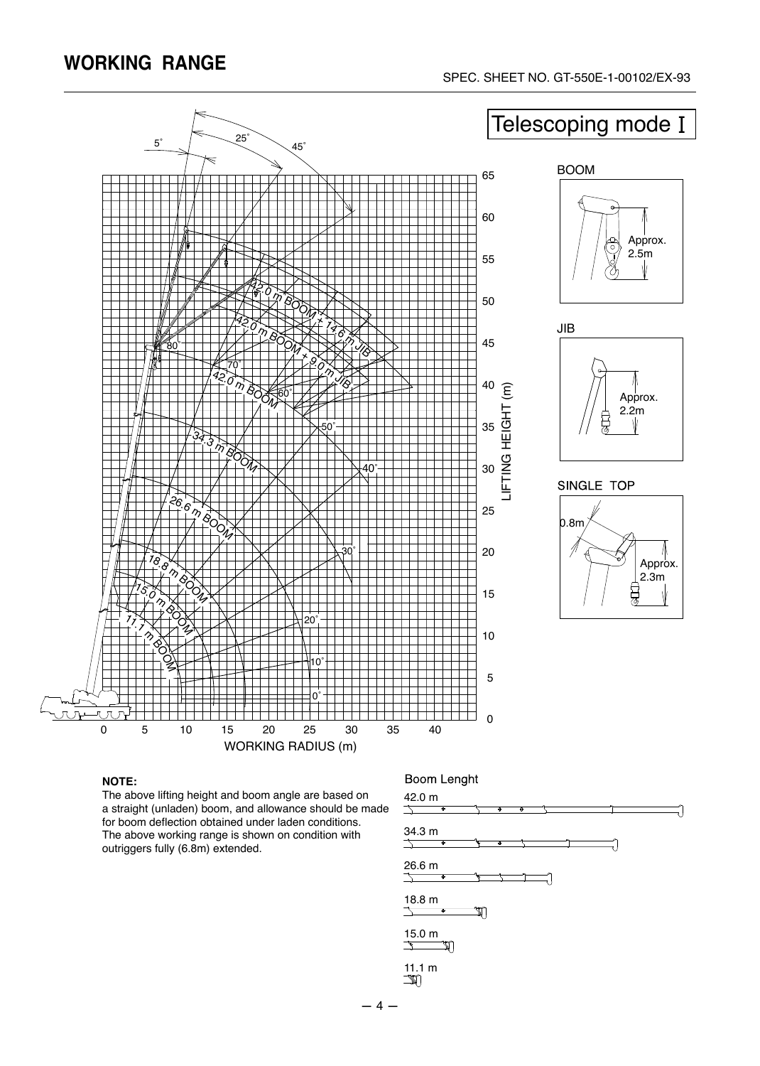## WORKING RANGE

SPEC. SHEET NO. GT-550E-1-00102/EX-93

Telescoping mode I

BOOM

Approx. 2.5m

JIB

Approx. 2.2m

SINGLE TOP

0.8m

Approx. 2.3m

42.0 m BOOM + 14.6 m JIB

42.0 m BOOM + 9.0 m JIB

42.0 m BOOM

34.3 m BOOM

26.6 m BOOM

18.8 m BOOM

15.0 m BOOM

11.1 m BOOM

LIFTING HEIGHT (m)

WORKING RADIUS (m)

**NOTE:**
The above lifting height and boom angle are based on a straight (unladen) boom, and allowance should be made for boom deflection obtained under laden conditions.
The above working range is shown on condition with outriggers fully (6.8m) extended.

Boom Lenght

42.0 m

34.3 m

26.6 m

18.8 m

15.0 m

11.1 m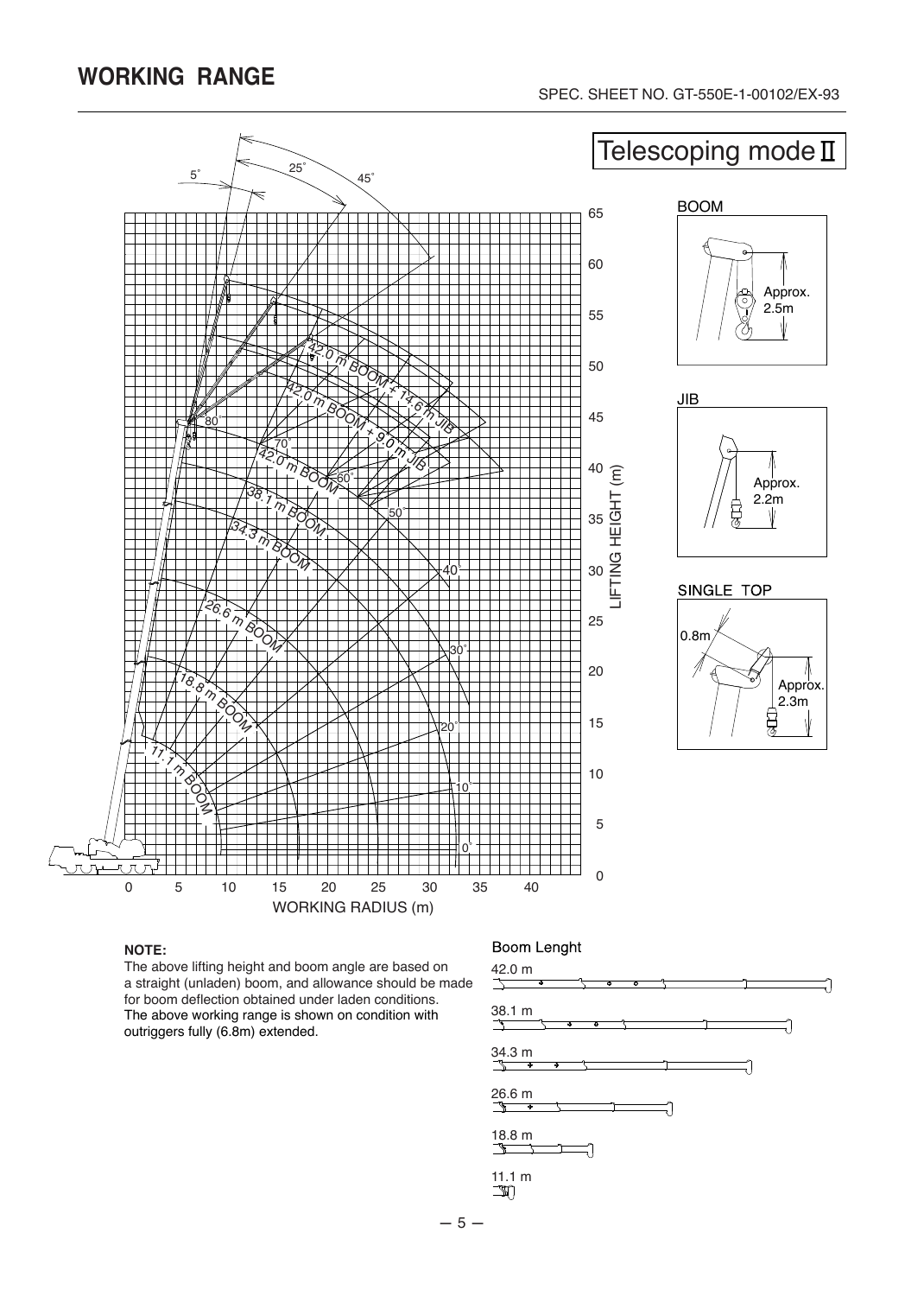## WORKING RANGE

SPEC. SHEET NO. GT-550E-1-00102/EX-93

Telescoping mode II

BOOM

Approx. 2.5m

JIB

Approx. 2.2m

SINGLE TOP

0.8m

Approx. 2.3m

42.0 m BOOM + 14.6 m JIB

42.0 m BOOM + 9.0 m JIB

42.0 m BOOM

38.1 m BOOM

34.3 m BOOM

26.6 m BOOM

18.8 m BOOM

11.1 m BOOM

LIFTING HEIGHT (m)

WORKING RADIUS (m)

**NOTE:**

The above lifting height and boom angle are based on a straight (unladen) boom, and allowance should be made for boom deflection obtained under laden conditions.
The above working range is shown on condition with outriggers fully (6.8m) extended.

Boom Lenght

42.0 m

38.1 m

34.3 m

26.6 m

18.8 m

11.1 m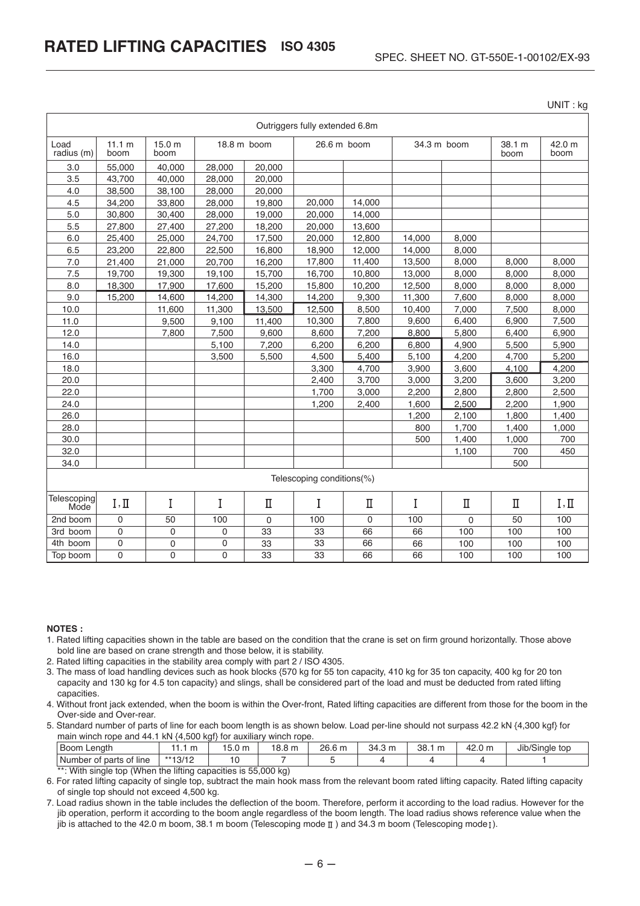# RATED LIFTING CAPACITIES ISO 4305

SPEC. SHEET NO. GT-550E-1-00102/EX-93

UNIT : kg

| Outriggers fully extended 6.8m | | | | | | | | | | |
|---|---|---|---|---|---|---|---|---|---|---|
| Load radius (m) | 11.1 m boom | 15.0 m boom | 18.8 m boom | | 26.6 m boom | | 34.3 m boom | | 38.1 m boom | 42.0 m boom |
| 3.0 | 55,000 | 40,000 | 28,000 | 20,000 | | | | | | |
| 3.5 | 43,700 | 40,000 | 28,000 | 20,000 | | | | | | |
| 4.0 | 38,500 | 38,100 | 28,000 | 20,000 | | | | | | |
| 4.5 | 34,200 | 33,800 | 28,000 | 19,800 | 20,000 | 14,000 | | | | |
| 5.0 | 30,800 | 30,400 | 28,000 | 19,000 | 20,000 | 14,000 | | | | |
| 5.5 | 27,800 | 27,400 | 27,200 | 18,200 | 20,000 | 13,600 | | | | |
| 6.0 | 25,400 | 25,000 | 24,700 | 17,500 | 20,000 | 12,800 | 14,000 | 8,000 | | |
| 6.5 | 23,200 | 22,800 | 22,500 | 16,800 | 18,900 | 12,000 | 14,000 | 8,000 | | |
| 7.0 | 21,400 | 21,000 | 20,700 | 16,200 | 17,800 | 11,400 | 13,500 | 8,000 | 8,000 | 8,000 |
| 7.5 | 19,700 | 19,300 | 19,100 | 15,700 | 16,700 | 10,800 | 13,000 | 8,000 | 8,000 | 8,000 |
| 8.0 | 18,300 | 17,900 | 17,600 | 15,200 | 15,800 | 10,200 | 12,500 | 8,000 | 8,000 | 8,000 |
| 9.0 | 15,200 | 14,600 | 14,200 | 14,300 | 14,200 | 9,300 | 11,300 | 7,600 | 8,000 | 8,000 |
| 10.0 | | 11,600 | 11,300 | 13,500 | 12,500 | 8,500 | 10,400 | 7,000 | 7,500 | 8,000 |
| 11.0 | | 9,500 | 9,100 | 11,400 | 10,300 | 7,800 | 9,600 | 6,400 | 6,900 | 7,500 |
| 12.0 | | 7,800 | 7,500 | 9,600 | 8,600 | 7,200 | 8,800 | 5,800 | 6,400 | 6,900 |
| 14.0 | | | 5,100 | 7,200 | 6,200 | 6,200 | 6,800 | 4,900 | 5,500 | 5,900 |
| 16.0 | | | 3,500 | 5,500 | 4,500 | 5,400 | 5,100 | 4,200 | 4,700 | 5,200 |
| 18.0 | | | | | 3,300 | 4,700 | 3,900 | 3,600 | 4,100 | 4,200 |
| 20.0 | | | | | 2,400 | 3,700 | 3,000 | 3,200 | 3,600 | 3,200 |
| 22.0 | | | | | 1,700 | 3,000 | 2,200 | 2,800 | 2,800 | 2,500 |
| 24.0 | | | | | 1,200 | 2,400 | 1,600 | 2,500 | 2,200 | 1,900 |
| 26.0 | | | | | | | 1,200 | 2,100 | 1,800 | 1,400 |
| 28.0 | | | | | | | 800 | 1,700 | 1,400 | 1,000 |
| 30.0 | | | | | | | 500 | 1,400 | 1,000 | 700 |
| 32.0 | | | | | | | | 1,100 | 700 | 450 |
| 34.0 | | | | | | | | | 500 | |
| Telescoping conditions(%) | | | | | | | | | | |
| Telescoping Mode | I, II | I | I | II | I | II | I | II | II | I, II |
| 2nd boom | 0 | 50 | 100 | 0 | 100 | 0 | 100 | 0 | 50 | 100 |
| 3rd boom | 0 | 0 | 0 | 33 | 33 | 66 | 66 | 100 | 100 | 100 |
| 4th boom | 0 | 0 | 0 | 33 | 33 | 66 | 66 | 100 | 100 | 100 |
| Top boom | 0 | 0 | 0 | 33 | 33 | 66 | 66 | 100 | 100 | 100 |

**NOTES :**

1. Rated lifting capacities shown in the table are based on the condition that the crane is set on firm ground horizontally. Those above bold line are based on crane strength and those below, it is stability.
2. Rated lifting capacities in the stability area comply with part 2 / ISO 4305.
3. The mass of load handling devices such as hook blocks {570 kg for 55 ton capacity, 410 kg for 35 ton capacity, 400 kg for 20 ton capacity and 130 kg for 4.5 ton capacity} and slings, shall be considered part of the load and must be deducted from rated lifting capacities.
4. Without front jack extended, when the boom is within the Over-front, Rated lifting capacities are different from those for the boom in the Over-side and Over-rear.
5. Standard number of parts of line for each boom length is as shown below. Load per-line should not surpass 42.2 kN {4,300 kgf} for main winch rope and 44.1 kN {4,500 kgf} for auxiliary winch rope.

| Boom Length | 11.1 m | 15.0 m | 18.8 m | 26.6 m | 34.3 m | 38.1 m | 42.0 m | Jib/Single top |
|---|---|---|---|---|---|---|---|---|
| Number of parts of line | **13/12 | 10 | 7 | 5 | 4 | 4 | 4 | 1 |

**: With single top (When the lifting capacities is 55,000 kg)

6. For rated lifting capacity of single top, subtract the main hook mass from the relevant boom rated lifting capacity. Rated lifting capacity of single top should not exceed 4,500 kg.
7. Load radius shown in the table includes the deflection of the boom. Therefore, perform it according to the load radius. However for the jib operation, perform it according to the boom angle regardless of the boom length. The load radius shows reference value when the jib is attached to the 42.0 m boom, 38.1 m boom (Telescoping mode II) and 34.3 m boom (Telescoping mode I).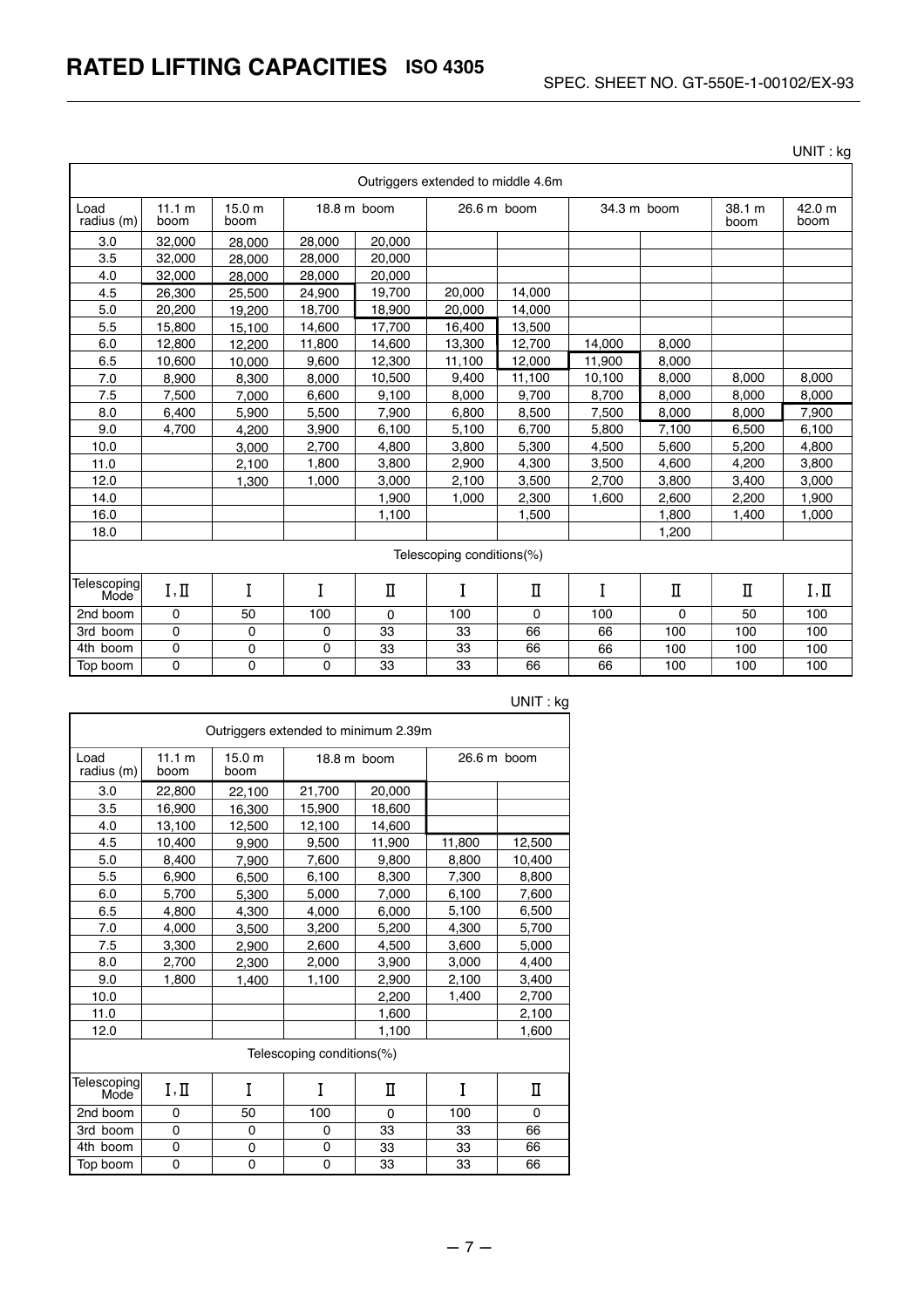# RATED LIFTING CAPACITIES ISO 4305

SPEC. SHEET NO. GT-550E-1-00102/EX-93

UNIT : kg

| Outriggers extended to middle 4.6m | | | | | | | | | | |
|---|---|---|---|---|---|---|---|---|---|---|
| Load radius (m) | 11.1 m boom | 15.0 m boom | 18.8 m boom | | 26.6 m boom | | 34.3 m boom | | 38.1 m boom | 42.0 m boom |
| 3.0 | 32,000 | 28,000 | 28,000 | 20,000 | | | | | | |
| 3.5 | 32,000 | 28,000 | 28,000 | 20,000 | | | | | | |
| 4.0 | 32,000 | 28,000 | 28,000 | 20,000 | | | | | | |
| 4.5 | 26,300 | 25,500 | 24,900 | 19,700 | 20,000 | 14,000 | | | | |
| 5.0 | 20,200 | 19,200 | 18,700 | 18,900 | 20,000 | 14,000 | | | | |
| 5.5 | 15,800 | 15,100 | 14,600 | 17,700 | 16,400 | 13,500 | | | | |
| 6.0 | 12,800 | 12,200 | 11,800 | 14,600 | 13,300 | 12,700 | 14,000 | 8,000 | | |
| 6.5 | 10,600 | 10,000 | 9,600 | 12,300 | 11,100 | 12,000 | 11,900 | 8,000 | | |
| 7.0 | 8,900 | 8,300 | 8,000 | 10,500 | 9,400 | 11,100 | 10,100 | 8,000 | 8,000 | 8,000 |
| 7.5 | 7,500 | 7,000 | 6,600 | 9,100 | 8,000 | 9,700 | 8,700 | 8,000 | 8,000 | 8,000 |
| 8.0 | 6,400 | 5,900 | 5,500 | 7,900 | 6,800 | 8,500 | 7,500 | 8,000 | 8,000 | 7,900 |
| 9.0 | 4,700 | 4,200 | 3,900 | 6,100 | 5,100 | 6,700 | 5,800 | 7,100 | 6,500 | 6,100 |
| 10.0 | | 3,000 | 2,700 | 4,800 | 3,800 | 5,300 | 4,500 | 5,600 | 5,200 | 4,800 |
| 11.0 | | 2,100 | 1,800 | 3,800 | 2,900 | 4,300 | 3,500 | 4,600 | 4,200 | 3,800 |
| 12.0 | | 1,300 | 1,000 | 3,000 | 2,100 | 3,500 | 2,700 | 3,800 | 3,400 | 3,000 |
| 14.0 | | | | 1,900 | 1,000 | 2,300 | 1,600 | 2,600 | 2,200 | 1,900 |
| 16.0 | | | | 1,100 | | 1,500 | | 1,800 | 1,400 | 1,000 |
| 18.0 | | | | | | | | 1,200 | | |
| Telescoping conditions(%) | | | | | | | | | | |
| Telescoping Mode | I, II | I | I | II | I | II | I | II | II | I, II |
| 2nd boom | 0 | 50 | 100 | 0 | 100 | 0 | 100 | 0 | 50 | 100 |
| 3rd boom | 0 | 0 | 0 | 33 | 33 | 66 | 66 | 100 | 100 | 100 |
| 4th boom | 0 | 0 | 0 | 33 | 33 | 66 | 66 | 100 | 100 | 100 |
| Top boom | 0 | 0 | 0 | 33 | 33 | 66 | 66 | 100 | 100 | 100 |

UNIT : kg

| Outriggers extended to minimum 2.39m | | | | | | |
|---|---|---|---|---|---|---|
| Load radius (m) | 11.1 m boom | 15.0 m boom | 18.8 m boom | | 26.6 m boom | |
| 3.0 | 22,800 | 22,100 | 21,700 | 20,000 | | |
| 3.5 | 16,900 | 16,300 | 15,900 | 18,600 | | |
| 4.0 | 13,100 | 12,500 | 12,100 | 14,600 | | |
| 4.5 | 10,400 | 9,900 | 9,500 | 11,900 | 11,800 | 12,500 |
| 5.0 | 8,400 | 7,900 | 7,600 | 9,800 | 8,800 | 10,400 |
| 5.5 | 6,900 | 6,500 | 6,100 | 8,300 | 7,300 | 8,800 |
| 6.0 | 5,700 | 5,300 | 5,000 | 7,000 | 6,100 | 7,600 |
| 6.5 | 4,800 | 4,300 | 4,000 | 6,000 | 5,100 | 6,500 |
| 7.0 | 4,000 | 3,500 | 3,200 | 5,200 | 4,300 | 5,700 |
| 7.5 | 3,300 | 2,900 | 2,600 | 4,500 | 3,600 | 5,000 |
| 8.0 | 2,700 | 2,300 | 2,000 | 3,900 | 3,000 | 4,400 |
| 9.0 | 1,800 | 1,400 | 1,100 | 2,900 | 2,100 | 3,400 |
| 10.0 | | | | 2,200 | 1,400 | 2,700 |
| 11.0 | | | | 1,600 | | 2,100 |
| 12.0 | | | | 1,100 | | 1,600 |
| Telescoping conditions(%) | | | | | | |
| Telescoping Mode | I, II | I | I | II | I | II |
| 2nd boom | 0 | 50 | 100 | 0 | 100 | 0 |
| 3rd boom | 0 | 0 | 0 | 33 | 33 | 66 |
| 4th boom | 0 | 0 | 0 | 33 | 33 | 66 |
| Top boom | 0 | 0 | 0 | 33 | 33 | 66 |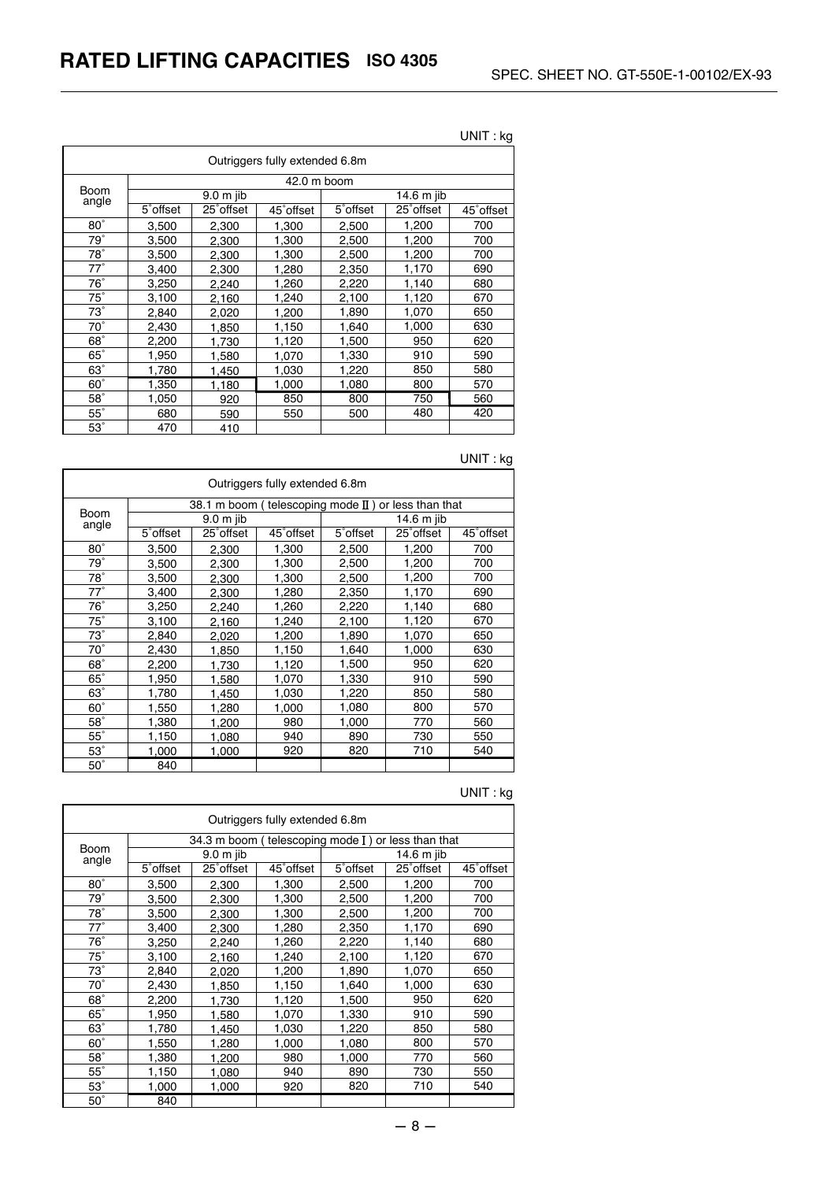# RATED LIFTING CAPACITIES ISO 4305

SPEC. SHEET NO. GT-550E-1-00102/EX-93

UNIT : kg

| Outriggers fully extended 6.8m | | | | | | |
|---|---|---|---|---|---|---|
| Boom angle | 42.0 m boom | | | | | |
| | 9.0 m jib | | | 14.6 m jib | | |
| | 5˚offset | 25˚offset | 45˚offset | 5˚offset | 25˚offset | 45˚offset |
| 80˚ | 3,500 | 2,300 | 1,300 | 2,500 | 1,200 | 700 |
| 79˚ | 3,500 | 2,300 | 1,300 | 2,500 | 1,200 | 700 |
| 78˚ | 3,500 | 2,300 | 1,300 | 2,500 | 1,200 | 700 |
| 77˚ | 3,400 | 2,300 | 1,280 | 2,350 | 1,170 | 690 |
| 76˚ | 3,250 | 2,240 | 1,260 | 2,220 | 1,140 | 680 |
| 75˚ | 3,100 | 2,160 | 1,240 | 2,100 | 1,120 | 670 |
| 73˚ | 2,840 | 2,020 | 1,200 | 1,890 | 1,070 | 650 |
| 70˚ | 2,430 | 1,850 | 1,150 | 1,640 | 1,000 | 630 |
| 68˚ | 2,200 | 1,730 | 1,120 | 1,500 | 950 | 620 |
| 65˚ | 1,950 | 1,580 | 1,070 | 1,330 | 910 | 590 |
| 63˚ | 1,780 | 1,450 | 1,030 | 1,220 | 850 | 580 |
| 60˚ | 1,350 | 1,180 | 1,000 | 1,080 | 800 | 570 |
| 58˚ | 1,050 | 920 | 850 | 800 | 750 | 560 |
| 55˚ | 680 | 590 | 550 | 500 | 480 | 420 |
| 53˚ | 470 | 410 | | | | |

UNIT : kg

| Outriggers fully extended 6.8m | | | | | | |
|---|---|---|---|---|---|---|
| Boom angle | 38.1 m boom ( telescoping mode Ⅱ ) or less than that | | | | | |
| | 9.0 m jib | | | 14.6 m jib | | |
| | 5˚offset | 25˚offset | 45˚offset | 5˚offset | 25˚offset | 45˚offset |
| 80˚ | 3,500 | 2,300 | 1,300 | 2,500 | 1,200 | 700 |
| 79˚ | 3,500 | 2,300 | 1,300 | 2,500 | 1,200 | 700 |
| 78˚ | 3,500 | 2,300 | 1,300 | 2,500 | 1,200 | 700 |
| 77˚ | 3,400 | 2,300 | 1,280 | 2,350 | 1,170 | 690 |
| 76˚ | 3,250 | 2,240 | 1,260 | 2,220 | 1,140 | 680 |
| 75˚ | 3,100 | 2,160 | 1,240 | 2,100 | 1,120 | 670 |
| 73˚ | 2,840 | 2,020 | 1,200 | 1,890 | 1,070 | 650 |
| 70˚ | 2,430 | 1,850 | 1,150 | 1,640 | 1,000 | 630 |
| 68˚ | 2,200 | 1,730 | 1,120 | 1,500 | 950 | 620 |
| 65˚ | 1,950 | 1,580 | 1,070 | 1,330 | 910 | 590 |
| 63˚ | 1,780 | 1,450 | 1,030 | 1,220 | 850 | 580 |
| 60˚ | 1,550 | 1,280 | 1,000 | 1,080 | 800 | 570 |
| 58˚ | 1,380 | 1,200 | 980 | 1,000 | 770 | 560 |
| 55˚ | 1,150 | 1,080 | 940 | 890 | 730 | 550 |
| 53˚ | 1,000 | 1,000 | 920 | 820 | 710 | 540 |
| 50˚ | 840 | | | | | |

UNIT : kg

| Outriggers fully extended 6.8m | | | | | | |
|---|---|---|---|---|---|---|
| Boom angle | 34.3 m boom ( telescoping mode Ⅰ ) or less than that | | | | | |
| | 9.0 m jib | | | 14.6 m jib | | |
| | 5˚offset | 25˚offset | 45˚offset | 5˚offset | 25˚offset | 45˚offset |
| 80˚ | 3,500 | 2,300 | 1,300 | 2,500 | 1,200 | 700 |
| 79˚ | 3,500 | 2,300 | 1,300 | 2,500 | 1,200 | 700 |
| 78˚ | 3,500 | 2,300 | 1,300 | 2,500 | 1,200 | 700 |
| 77˚ | 3,400 | 2,300 | 1,280 | 2,350 | 1,170 | 690 |
| 76˚ | 3,250 | 2,240 | 1,260 | 2,220 | 1,140 | 680 |
| 75˚ | 3,100 | 2,160 | 1,240 | 2,100 | 1,120 | 670 |
| 73˚ | 2,840 | 2,020 | 1,200 | 1,890 | 1,070 | 650 |
| 70˚ | 2,430 | 1,850 | 1,150 | 1,640 | 1,000 | 630 |
| 68˚ | 2,200 | 1,730 | 1,120 | 1,500 | 950 | 620 |
| 65˚ | 1,950 | 1,580 | 1,070 | 1,330 | 910 | 590 |
| 63˚ | 1,780 | 1,450 | 1,030 | 1,220 | 850 | 580 |
| 60˚ | 1,550 | 1,280 | 1,000 | 1,080 | 800 | 570 |
| 58˚ | 1,380 | 1,200 | 980 | 1,000 | 770 | 560 |
| 55˚ | 1,150 | 1,080 | 940 | 890 | 730 | 550 |
| 53˚ | 1,000 | 1,000 | 920 | 820 | 710 | 540 |
| 50˚ | 840 | | | | | |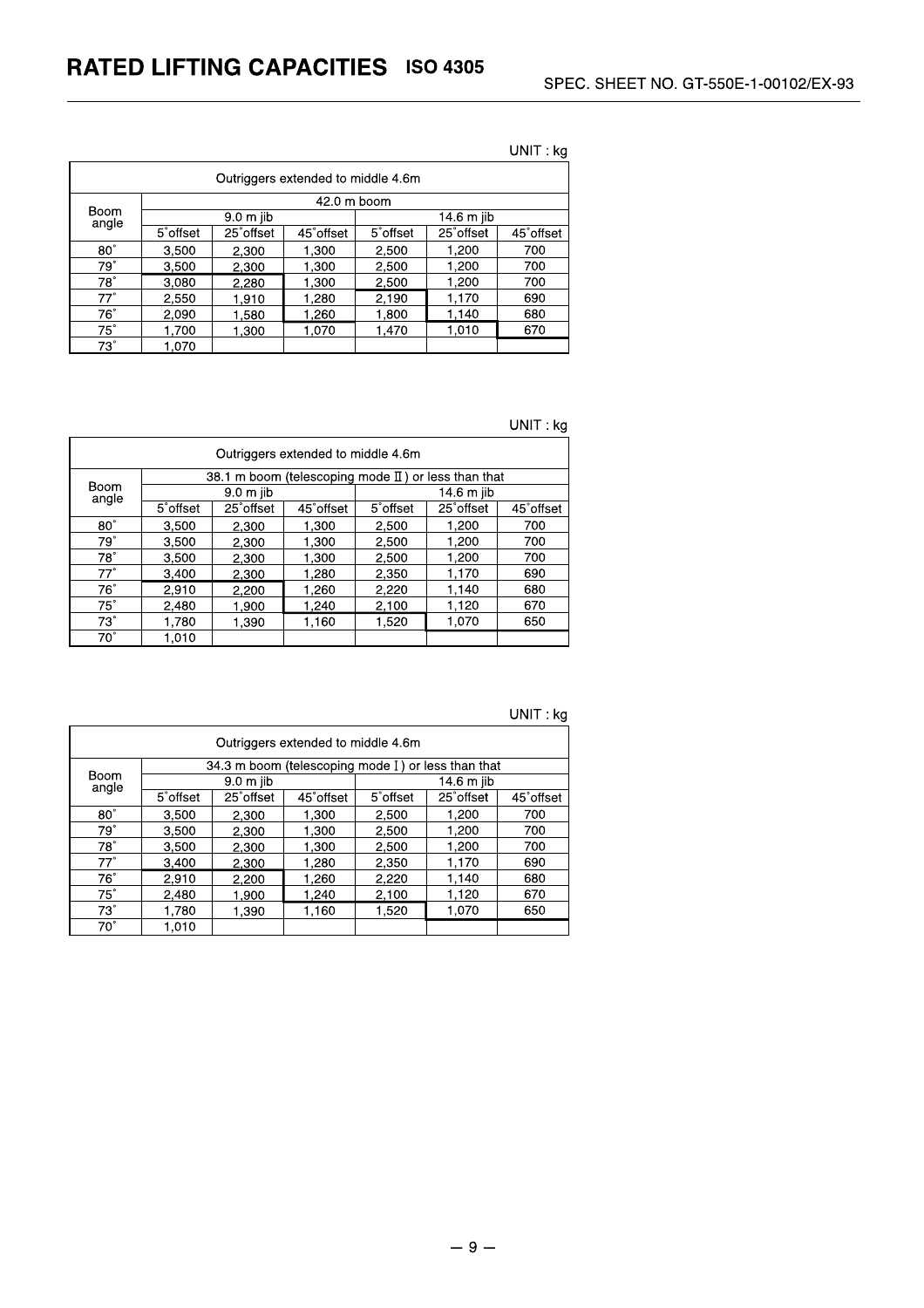# RATED LIFTING CAPACITIES ISO 4305

SPEC. SHEET NO. GT-550E-1-00102/EX-93

UNIT : kg

| Outriggers extended to middle 4.6m | | | | | | |
|---|---|---|---|---|---|---|
| Boom angle | 42.0 m boom | | | | | |
| | 9.0 m jib | | | 14.6 m jib | | |
| | 5° offset | 25° offset | 45° offset | 5° offset | 25° offset | 45° offset |
| 80° | 3,500 | 2,300 | 1,300 | 2,500 | 1,200 | 700 |
| 79° | 3,500 | 2,300 | 1,300 | 2,500 | 1,200 | 700 |
| 78° | 3,080 | 2,280 | 1,300 | 2,500 | 1,200 | 700 |
| 77° | 2,550 | 1,910 | 1,280 | 2,190 | 1,170 | 690 |
| 76° | 2,090 | 1,580 | 1,260 | 1,800 | 1,140 | 680 |
| 75° | 1,700 | 1,300 | 1,070 | 1,470 | 1,010 | 670 |
| 73° | 1,070 | | | | | |

UNIT : kg

| Outriggers extended to middle 4.6m | | | | | | |
|---|---|---|---|---|---|---|
| Boom angle | 38.1 m boom (telescoping mode II) or less than that | | | | | |
| | 9.0 m jib | | | 14.6 m jib | | |
| | 5° offset | 25° offset | 45° offset | 5° offset | 25° offset | 45° offset |
| 80° | 3,500 | 2,300 | 1,300 | 2,500 | 1,200 | 700 |
| 79° | 3,500 | 2,300 | 1,300 | 2,500 | 1,200 | 700 |
| 78° | 3,500 | 2,300 | 1,300 | 2,500 | 1,200 | 700 |
| 77° | 3,400 | 2,300 | 1,280 | 2,350 | 1,170 | 690 |
| 76° | 2,910 | 2,200 | 1,260 | 2,220 | 1,140 | 680 |
| 75° | 2,480 | 1,900 | 1,240 | 2,100 | 1,120 | 670 |
| 73° | 1,780 | 1,390 | 1,160 | 1,520 | 1,070 | 650 |
| 70° | 1,010 | | | | | |

UNIT : kg

| Outriggers extended to middle 4.6m | | | | | | |
|---|---|---|---|---|---|---|
| Boom angle | 34.3 m boom (telescoping mode I) or less than that | | | | | |
| | 9.0 m jib | | | 14.6 m jib | | |
| | 5° offset | 25° offset | 45° offset | 5° offset | 25° offset | 45° offset |
| 80° | 3,500 | 2,300 | 1,300 | 2,500 | 1,200 | 700 |
| 79° | 3,500 | 2,300 | 1,300 | 2,500 | 1,200 | 700 |
| 78° | 3,500 | 2,300 | 1,300 | 2,500 | 1,200 | 700 |
| 77° | 3,400 | 2,300 | 1,280 | 2,350 | 1,170 | 690 |
| 76° | 2,910 | 2,200 | 1,260 | 2,220 | 1,140 | 680 |
| 75° | 2,480 | 1,900 | 1,240 | 2,100 | 1,120 | 670 |
| 73° | 1,780 | 1,390 | 1,160 | 1,520 | 1,070 | 650 |
| 70° | 1,010 | | | | | |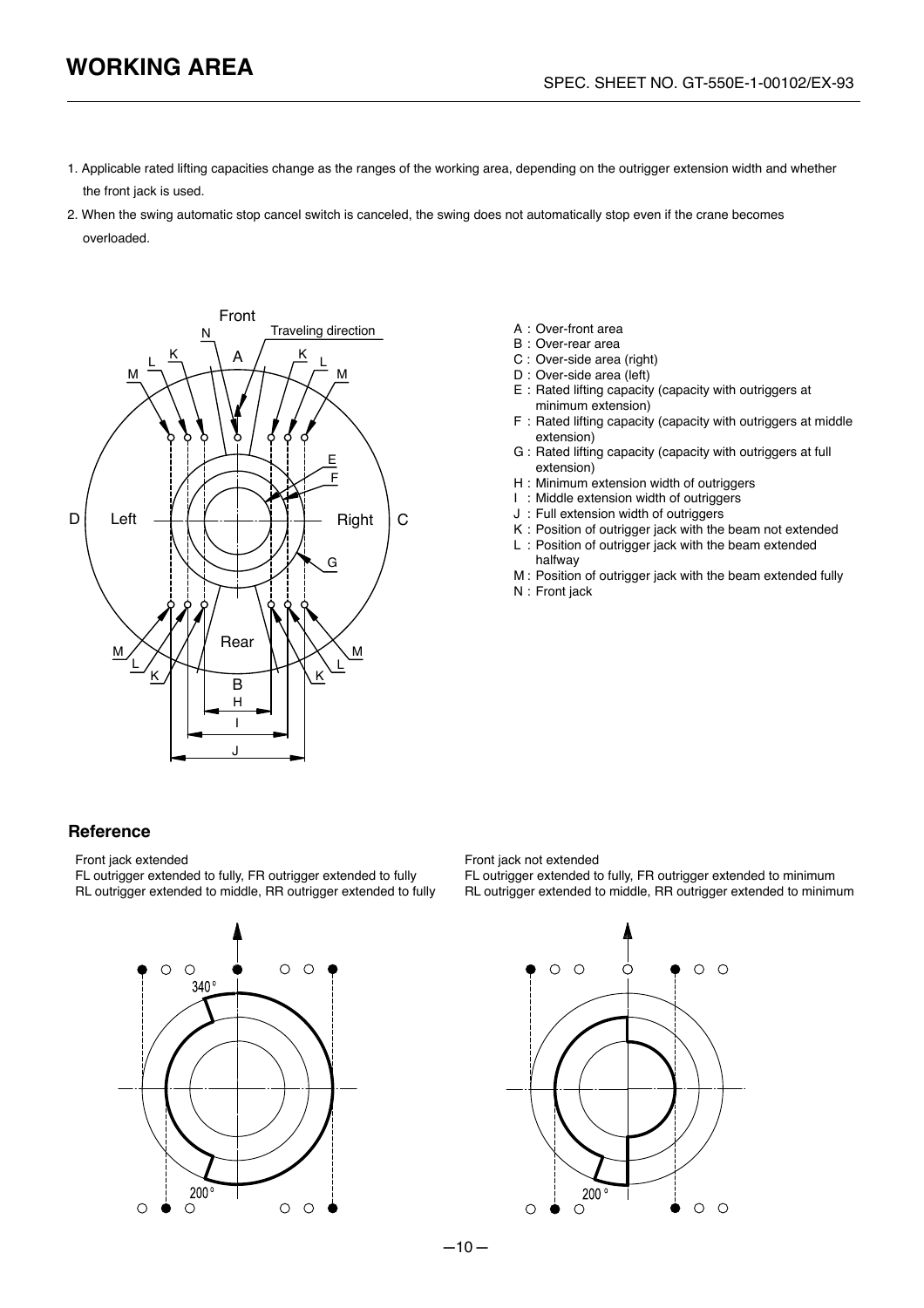# WORKING AREA

1. Applicable rated lifting capacities change as the ranges of the working area, depending on the outrigger extension width and whether the front jack is used.
2. When the swing automatic stop cancel switch is canceled, the swing does not automatically stop even if the crane becomes overloaded.

A : Over-front area
B : Over-rear area
C : Over-side area (right)
D : Over-side area (left)
E : Rated lifting capacity (capacity with outriggers at minimum extension)
F : Rated lifting capacity (capacity with outriggers at middle extension)
G : Rated lifting capacity (capacity with outriggers at full extension)
H : Minimum extension width of outriggers
I : Middle extension width of outriggers
J : Full extension width of outriggers
K : Position of outrigger jack with the beam not extended
L : Position of outrigger jack with the beam extended halfway
M : Position of outrigger jack with the beam extended fully
N : Front jack

## Reference

Front jack extended
FL outrigger extended to fully, FR outrigger extended to fully
RL outrigger extended to middle, RR outrigger extended to fully

340°
200°

Front jack not extended
FL outrigger extended to fully, FR outrigger extended to minimum
RL outrigger extended to middle, RR outrigger extended to minimum

200°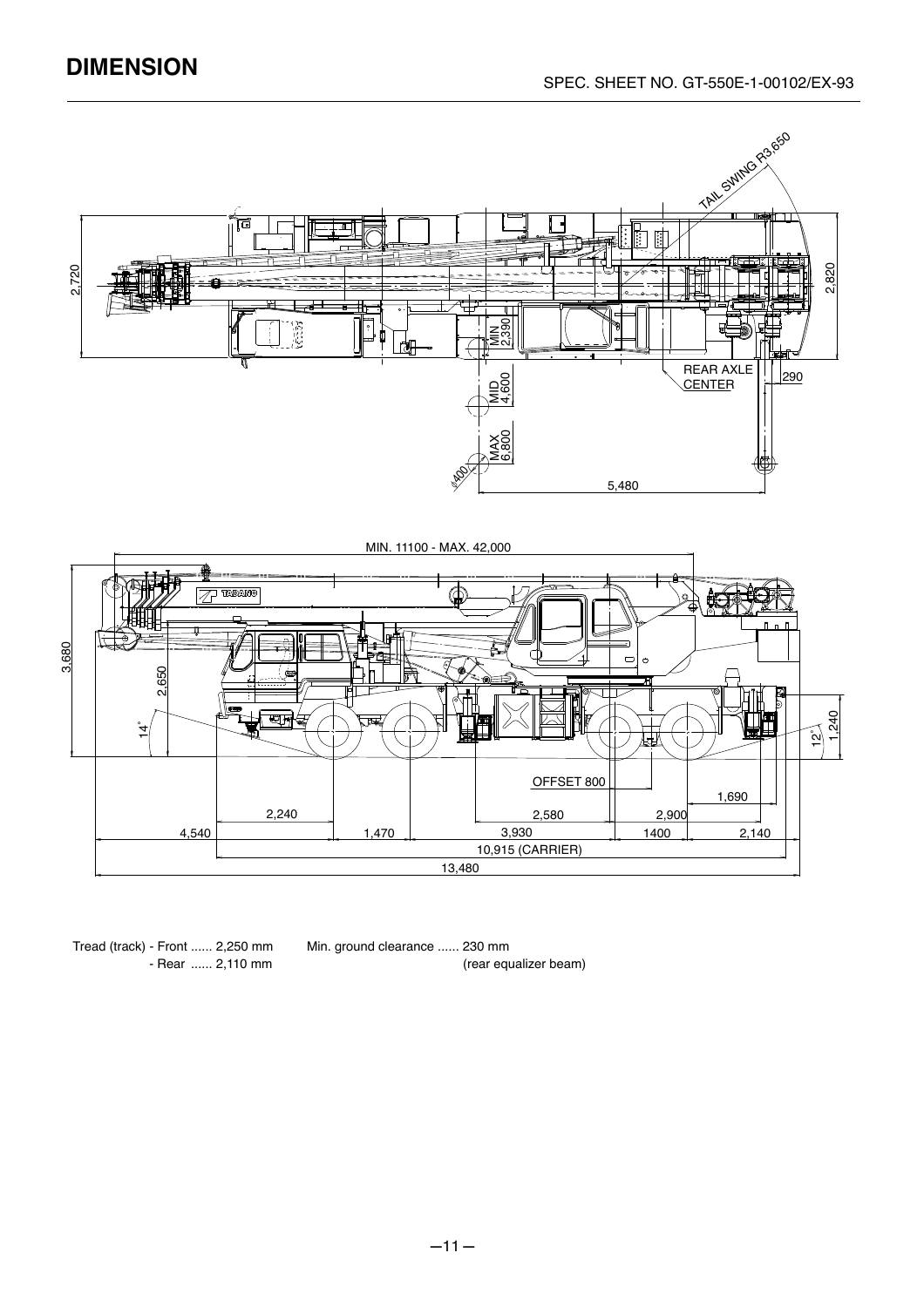# DIMENSION

SPEC. SHEET NO. GT-550E-1-00102/EX-93

TAIL SWING R3,650

2,720

2,820

MIN 2,390

MID 4,600

MAX 6,800

REAR AXLE CENTER

290

ɸ400

5,480

MIN. 11100 - MAX. 42,000

3,680

2,650

14°

12°

1,240

OFFSET 800

1,690

2,240

2,580

2,900

4,540

1,470

3,930

1400

2,140

10,915 (CARRIER)

13,480

Tread (track) - Front ...... 2,250 mm
- Rear ...... 2,110 mm

Min. ground clearance ...... 230 mm
(rear equalizer beam)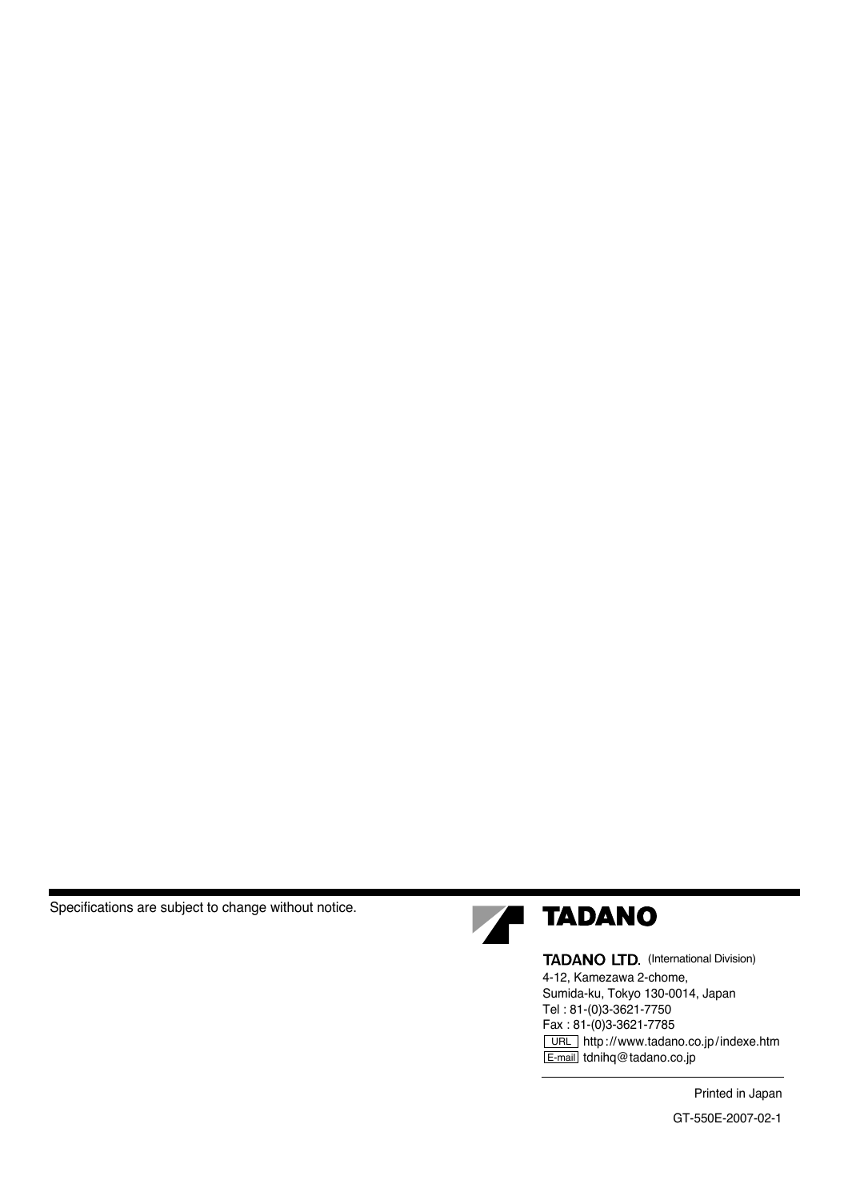Specifications are subject to change without notice.

**TADANO**

**TADANO LTD.** (International Division)
4-12, Kamezawa 2-chome,
Sumida-ku, Tokyo 130-0014, Japan
Tel : 81-(0)3-3621-7750
Fax : 81-(0)3-3621-7785
URL http://www.tadano.co.jp/indexe.htm
E-mail tdnihq@tadano.co.jp

Printed in Japan

GT-550E-2007-02-1